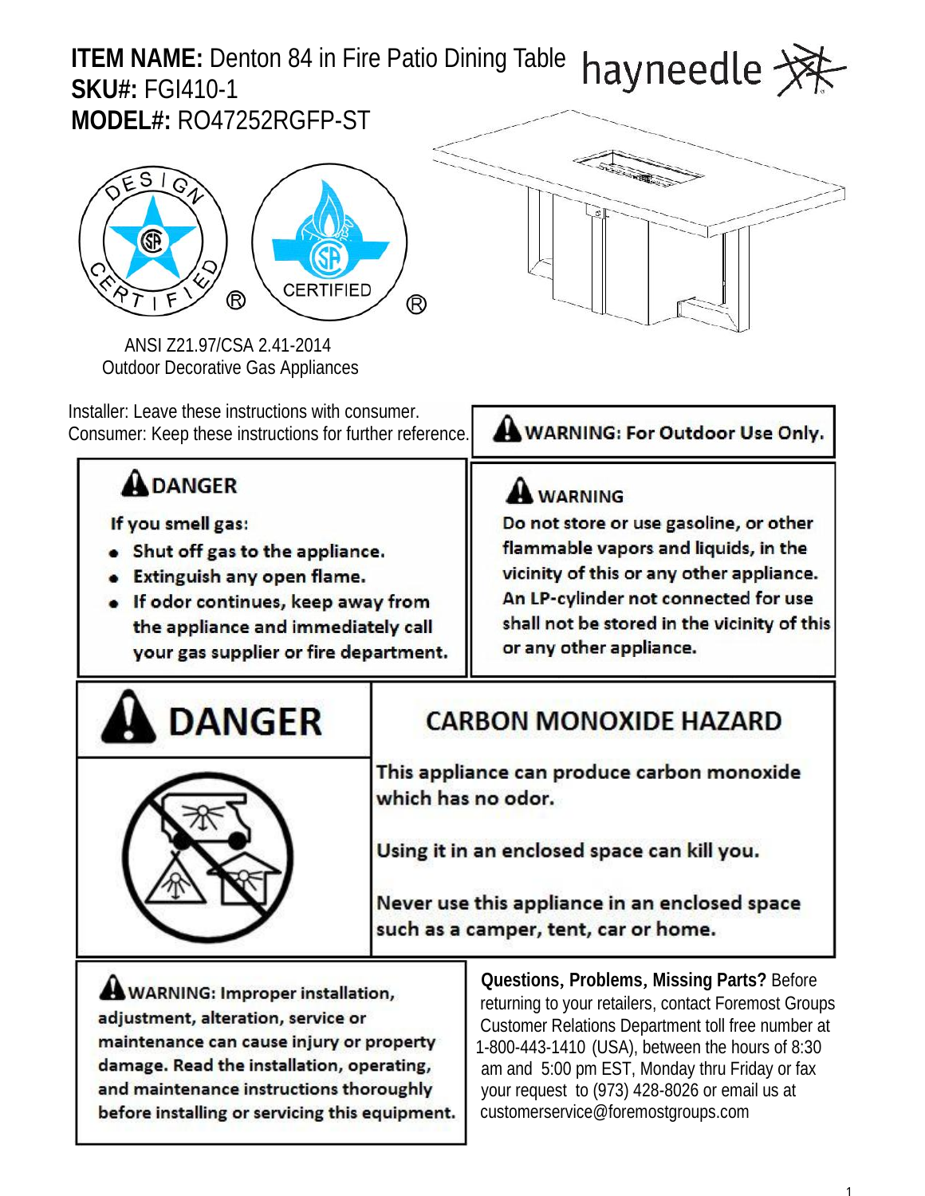**ITEM NAME:** Denton 84 in Fire Patio Dining Table
**SKU#:** FGI410-1
**MODEL#:** RO47252RGFP-ST

hayneedle

ANSI Z21.97/CSA 2.41-2014
Outdoor Decorative Gas Appliances

Installer: Leave these instructions with consumer.
Consumer: Keep these instructions for further reference.

**WARNING: For Outdoor Use Only.**

**DANGER**

**If you smell gas:**

- **Shut off gas to the appliance.**
- **Extinguish any open flame.**
- **If odor continues, keep away from the appliance and immediately call your gas supplier or fire department.**

**WARNING**

**Do not store or use gasoline, or other flammable vapors and liquids, in the vicinity of this or any other appliance. An LP-cylinder not connected for use shall not be stored in the vicinity of this or any other appliance.**

**DANGER**

**CARBON MONOXIDE HAZARD**

**This appliance can produce carbon monoxide which has no odor.**

**Using it in an enclosed space can kill you.**

**Never use this appliance in an enclosed space such as a camper, tent, car or home.**

**WARNING: Improper installation, adjustment, alteration, service or maintenance can cause injury or property damage. Read the installation, operating, and maintenance instructions thoroughly before installing or servicing this equipment.**

**Questions, Problems, Missing Parts?** Before returning to your retailers, contact Foremost Groups Customer Relations Department toll free number at 1-800-443-1410 (USA), between the hours of 8:30 am and 5:00 pm EST, Monday thru Friday or fax your request to (973) 428-8026 or email us at customerservice@foremostgroups.com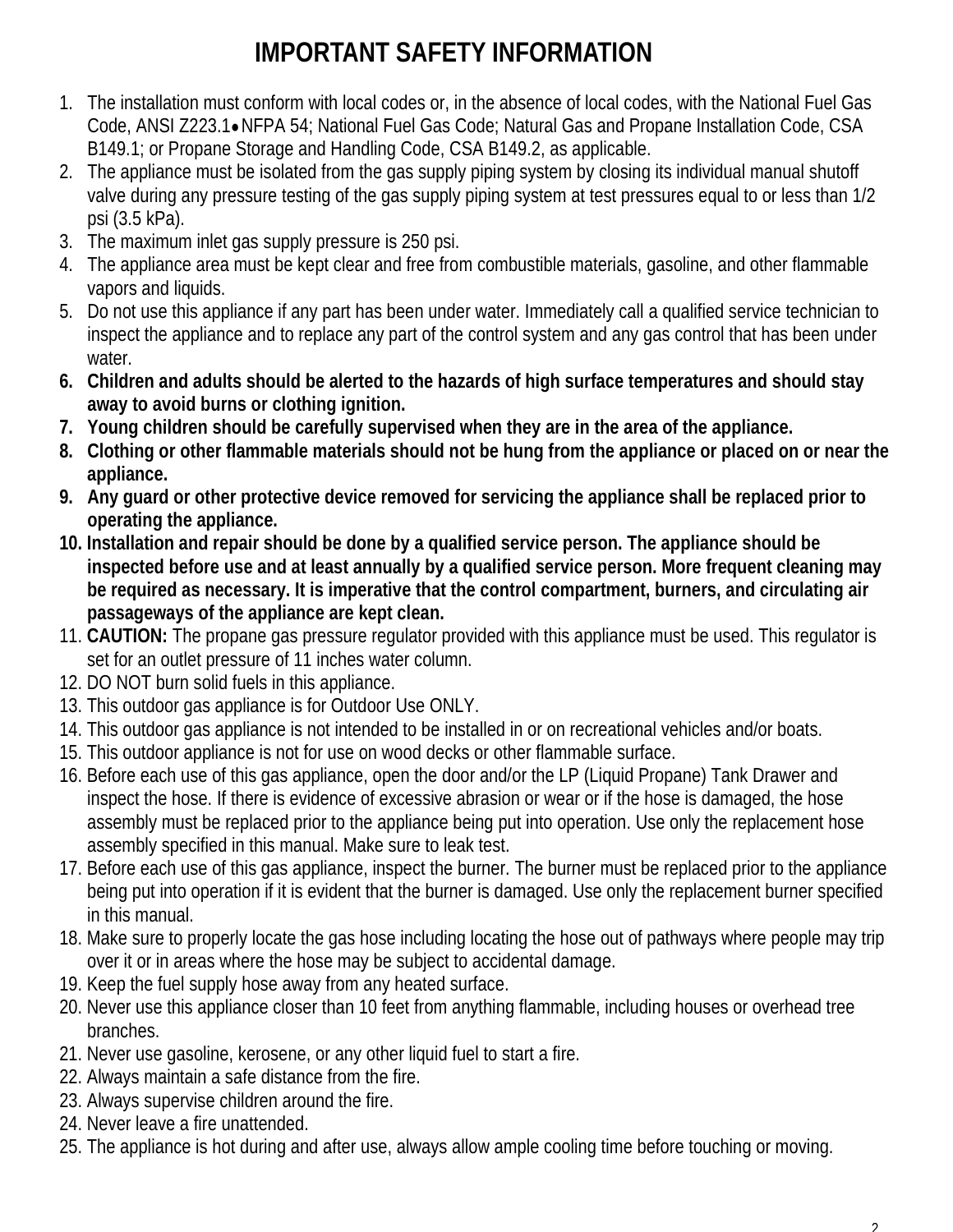# IMPORTANT SAFETY INFORMATION

1. The installation must conform with local codes or, in the absence of local codes, with the National Fuel Gas Code, ANSI Z223.1•NFPA 54; National Fuel Gas Code; Natural Gas and Propane Installation Code, CSA B149.1; or Propane Storage and Handling Code, CSA B149.2, as applicable.
2. The appliance must be isolated from the gas supply piping system by closing its individual manual shutoff valve during any pressure testing of the gas supply piping system at test pressures equal to or less than 1/2 psi (3.5 kPa).
3. The maximum inlet gas supply pressure is 250 psi.
4. The appliance area must be kept clear and free from combustible materials, gasoline, and other flammable vapors and liquids.
5. Do not use this appliance if any part has been under water. Immediately call a qualified service technician to inspect the appliance and to replace any part of the control system and any gas control that has been under water.
6. **Children and adults should be alerted to the hazards of high surface temperatures and should stay away to avoid burns or clothing ignition.**
7. **Young children should be carefully supervised when they are in the area of the appliance.**
8. **Clothing or other flammable materials should not be hung from the appliance or placed on or near the appliance.**
9. **Any guard or other protective device removed for servicing the appliance shall be replaced prior to operating the appliance.**
10. **Installation and repair should be done by a qualified service person. The appliance should be inspected before use and at least annually by a qualified service person. More frequent cleaning may be required as necessary. It is imperative that the control compartment, burners, and circulating air passageways of the appliance are kept clean.**
11. **CAUTION:** The propane gas pressure regulator provided with this appliance must be used. This regulator is set for an outlet pressure of 11 inches water column.
12. DO NOT burn solid fuels in this appliance.
13. This outdoor gas appliance is for Outdoor Use ONLY.
14. This outdoor gas appliance is not intended to be installed in or on recreational vehicles and/or boats.
15. This outdoor appliance is not for use on wood decks or other flammable surface.
16. Before each use of this gas appliance, open the door and/or the LP (Liquid Propane) Tank Drawer and inspect the hose. If there is evidence of excessive abrasion or wear or if the hose is damaged, the hose assembly must be replaced prior to the appliance being put into operation. Use only the replacement hose assembly specified in this manual. Make sure to leak test.
17. Before each use of this gas appliance, inspect the burner. The burner must be replaced prior to the appliance being put into operation if it is evident that the burner is damaged. Use only the replacement burner specified in this manual.
18. Make sure to properly locate the gas hose including locating the hose out of pathways where people may trip over it or in areas where the hose may be subject to accidental damage.
19. Keep the fuel supply hose away from any heated surface.
20. Never use this appliance closer than 10 feet from anything flammable, including houses or overhead tree branches.
21. Never use gasoline, kerosene, or any other liquid fuel to start a fire.
22. Always maintain a safe distance from the fire.
23. Always supervise children around the fire.
24. Never leave a fire unattended.
25. The appliance is hot during and after use, always allow ample cooling time before touching or moving.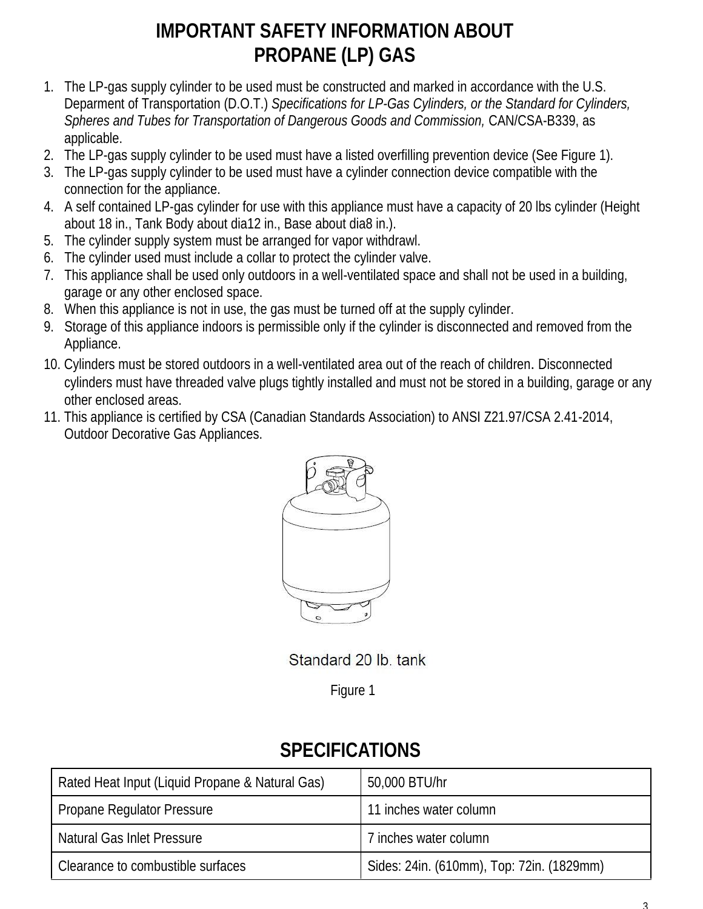# IMPORTANT SAFETY INFORMATION ABOUT PROPANE (LP) GAS

1. The LP-gas supply cylinder to be used must be constructed and marked in accordance with the U.S. Deparment of Transportation (D.O.T.) *Specifications for LP-Gas Cylinders, or the Standard for Cylinders, Spheres and Tubes for Transportation of Dangerous Goods and Commission,* CAN/CSA-B339, as applicable.
2. The LP-gas supply cylinder to be used must have a listed overfilling prevention device (See Figure 1).
3. The LP-gas supply cylinder to be used must have a cylinder connection device compatible with the connection for the appliance.
4. A self contained LP-gas cylinder for use with this appliance must have a capacity of 20 lbs cylinder (Height about 18 in., Tank Body about dia12 in., Base about dia8 in.).
5. The cylinder supply system must be arranged for vapor withdrawl.
6. The cylinder used must include a collar to protect the cylinder valve.
7. This appliance shall be used only outdoors in a well-ventilated space and shall not be used in a building, garage or any other enclosed space.
8. When this appliance is not in use, the gas must be turned off at the supply cylinder.
9. Storage of this appliance indoors is permissible only if the cylinder is disconnected and removed from the Appliance.
10. Cylinders must be stored outdoors in a well-ventilated area out of the reach of children. Disconnected cylinders must have threaded valve plugs tightly installed and must not be stored in a building, garage or any other enclosed areas.
11. This appliance is certified by CSA (Canadian Standards Association) to ANSI Z21.97/CSA 2.41-2014, Outdoor Decorative Gas Appliances.

Standard 20 lb. tank

Figure 1

## SPECIFICATIONS

| Rated Heat Input (Liquid Propane & Natural Gas) | 50,000 BTU/hr |
|---|---|
| Propane Regulator Pressure | 11 inches water column |
| Natural Gas Inlet Pressure | 7 inches water column |
| Clearance to combustible surfaces | Sides: 24in. (610mm), Top: 72in. (1829mm) |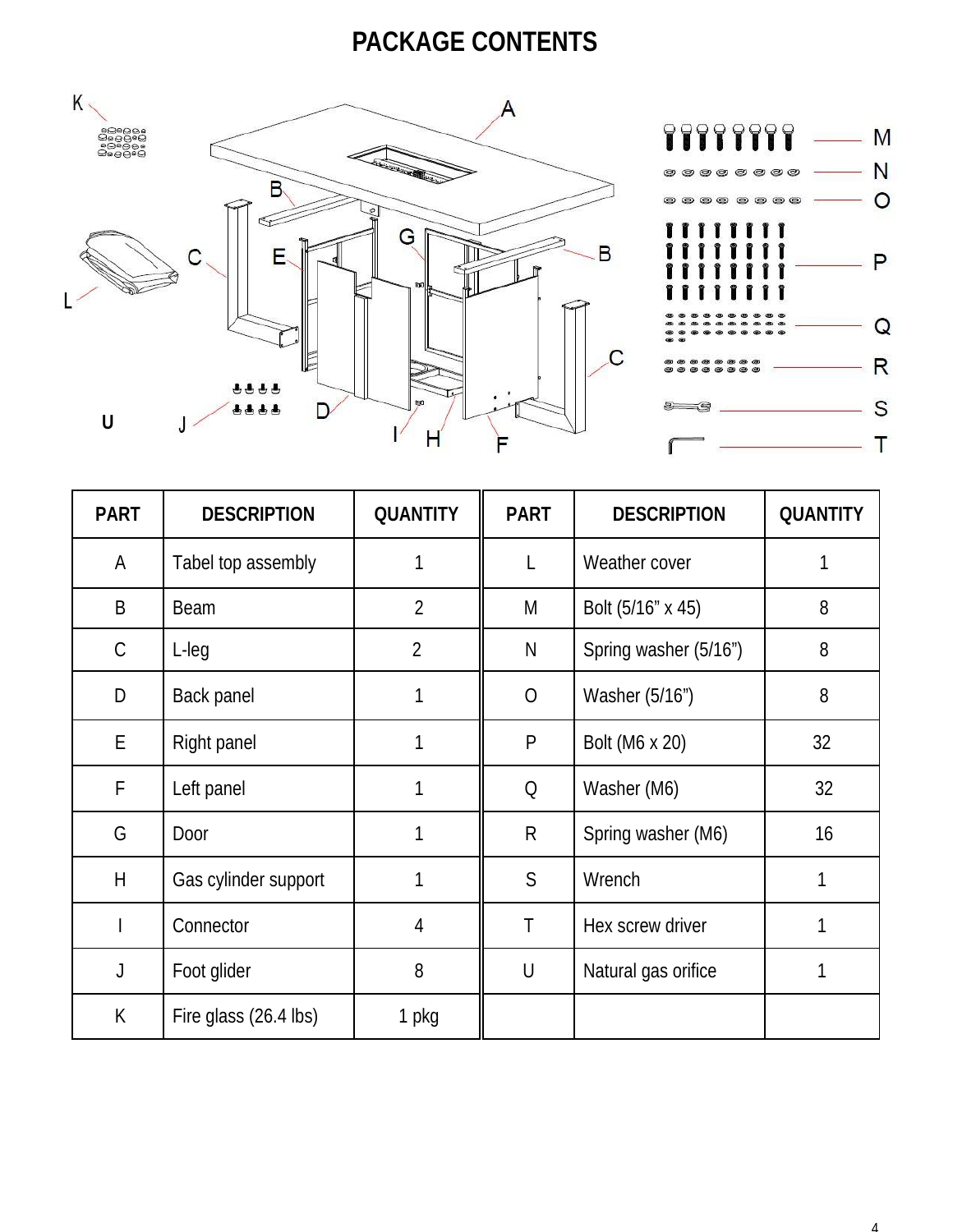# PACKAGE CONTENTS

| PART | DESCRIPTION | QUANTITY | PART | DESCRIPTION | QUANTITY |
|---|---|---|---|---|---|
| A | Tabel top assembly | 1 | L | Weather cover | 1 |
| B | Beam | 2 | M | Bolt (5/16” x 45) | 8 |
| C | L-leg | 2 | N | Spring washer (5/16”) | 8 |
| D | Back panel | 1 | O | Washer (5/16”) | 8 |
| E | Right panel | 1 | P | Bolt (M6 x 20) | 32 |
| F | Left panel | 1 | Q | Washer (M6) | 32 |
| G | Door | 1 | R | Spring washer (M6) | 16 |
| H | Gas cylinder support | 1 | S | Wrench | 1 |
| I | Connector | 4 | T | Hex screw driver | 1 |
| J | Foot glider | 8 | U | Natural gas orifice | 1 |
| K | Fire glass (26.4 lbs) | 1 pkg | | | |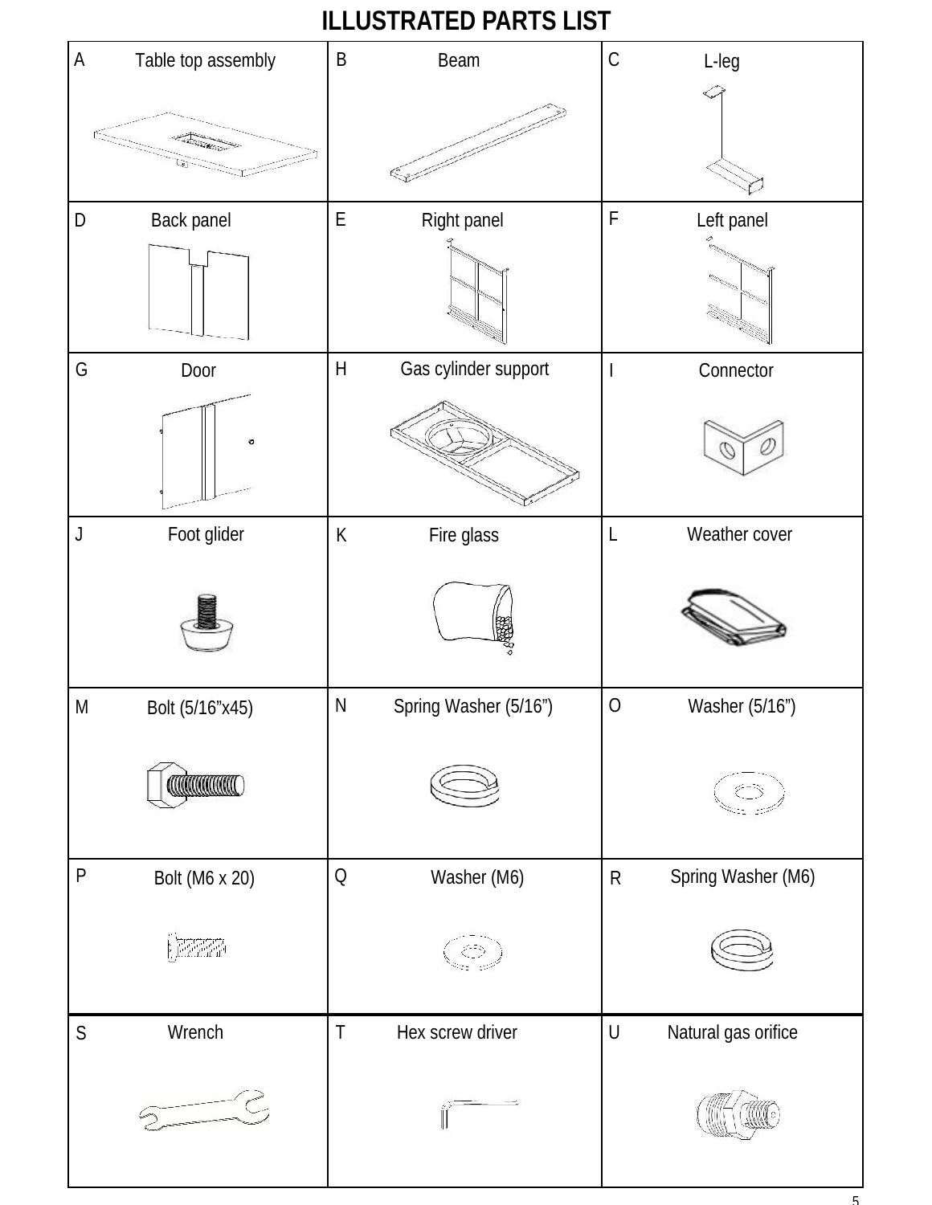# ILLUSTRATED PARTS LIST

| | | |
|---|---|---|
| A Table top assembly | B Beam | C L-leg |
| D Back panel | E Right panel | F Left panel |
| G Door | H Gas cylinder support | I Connector |
| J Foot glider | K Fire glass | L Weather cover |
| M Bolt (5/16"x45) | N Spring Washer (5/16") | O Washer (5/16") |
| P Bolt (M6 x 20) | Q Washer (M6) | R Spring Washer (M6) |
| S Wrench | T Hex screw driver | U Natural gas orifice |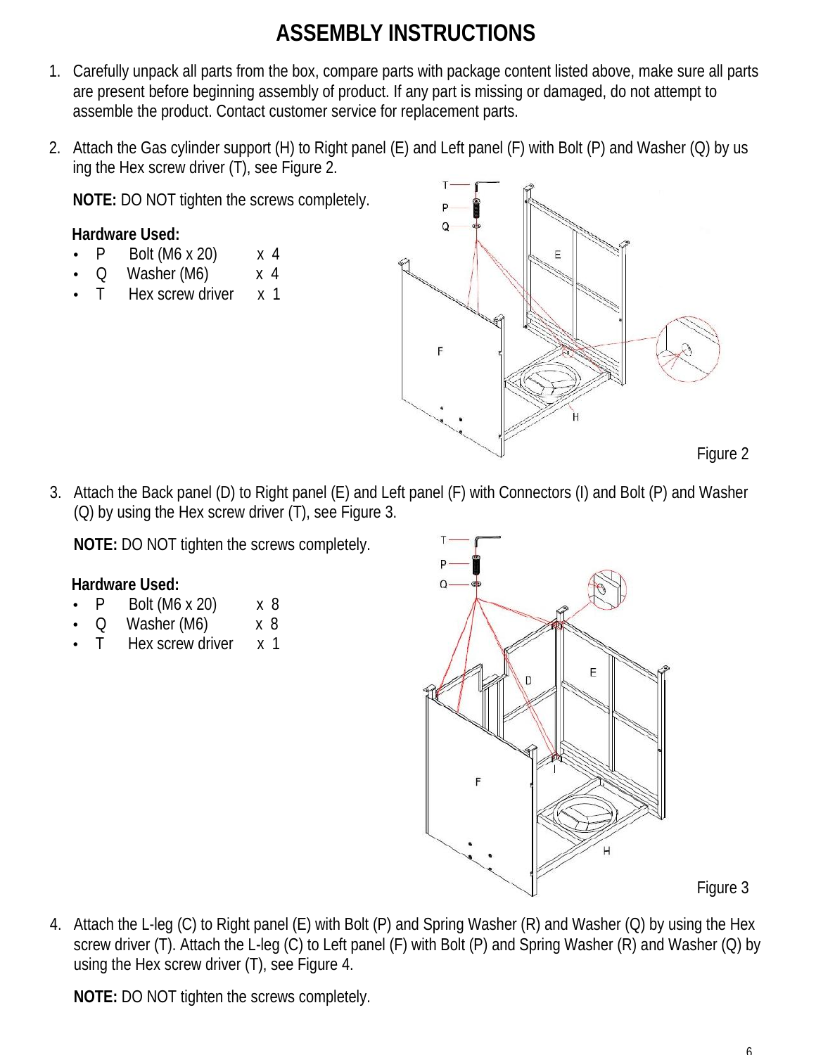# ASSEMBLY INSTRUCTIONS

1. Carefully unpack all parts from the box, compare parts with package content listed above, make sure all parts are present before beginning assembly of product. If any part is missing or damaged, do not attempt to assemble the product. Contact customer service for replacement parts.

2. Attach the Gas cylinder support (H) to Right panel (E) and Left panel (F) with Bolt (P) and Washer (Q) by using the Hex screw driver (T), see Figure 2.

   **NOTE:** DO NOT tighten the screws completely.

   **Hardware Used:**
   - P Bolt (M6 x 20) x 4
   - Q Washer (M6) x 4
   - T Hex screw driver x 1

   Figure 2

3. Attach the Back panel (D) to Right panel (E) and Left panel (F) with Connectors (I) and Bolt (P) and Washer (Q) by using the Hex screw driver (T), see Figure 3.

   **NOTE:** DO NOT tighten the screws completely.

   **Hardware Used:**
   - P Bolt (M6 x 20) x 8
   - Q Washer (M6) x 8
   - T Hex screw driver x 1

   Figure 3

4. Attach the L-leg (C) to Right panel (E) with Bolt (P) and Spring Washer (R) and Washer (Q) by using the Hex screw driver (T). Attach the L-leg (C) to Left panel (F) with Bolt (P) and Spring Washer (R) and Washer (Q) by using the Hex screw driver (T), see Figure 4.

   **NOTE:** DO NOT tighten the screws completely.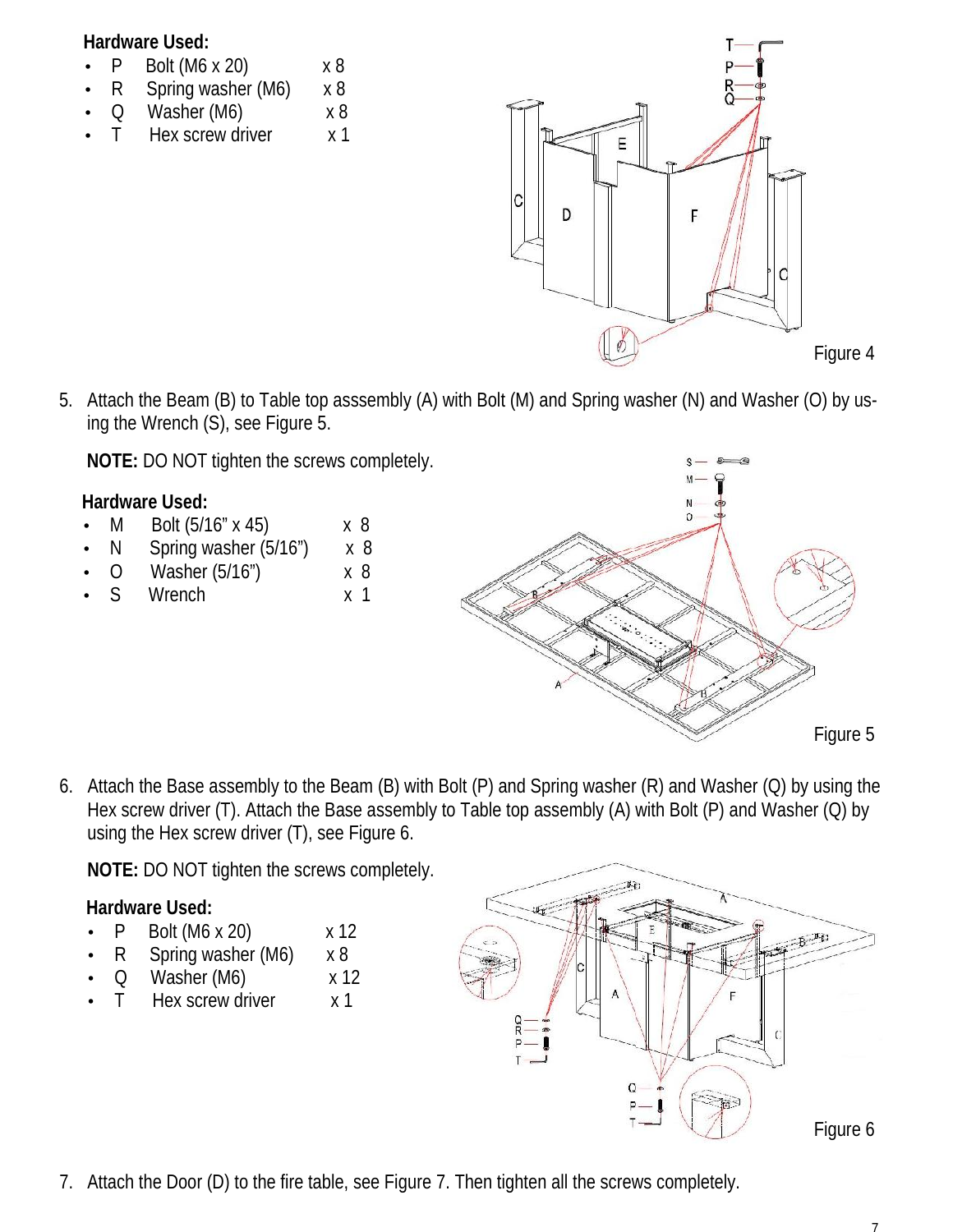**Hardware Used:**

- P  Bolt (M6 x 20)  x 8
- R  Spring washer (M6)  x 8
- Q  Washer (M6)  x 8
- T  Hex screw driver  x 1

Figure 4

5. Attach the Beam (B) to Table top asssembly (A) with Bolt (M) and Spring washer (N) and Washer (O) by using the Wrench (S), see Figure 5.

   **NOTE:** DO NOT tighten the screws completely.

**Hardware Used:**

- M  Bolt (5/16" x 45)  x 8
- N  Spring washer (5/16")  x 8
- O  Washer (5/16")  x 8
- S  Wrench  x 1

Figure 5

6. Attach the Base assembly to the Beam (B) with Bolt (P) and Spring washer (R) and Washer (Q) by using the Hex screw driver (T). Attach the Base assembly to Table top assembly (A) with Bolt (P) and Washer (Q) by using the Hex screw driver (T), see Figure 6.

   **NOTE:** DO NOT tighten the screws completely.

**Hardware Used:**

- P  Bolt (M6 x 20)  x 12
- R  Spring washer (M6)  x 8
- Q  Washer (M6)  x 12
- T  Hex screw driver  x 1

Figure 6

7. Attach the Door (D) to the fire table, see Figure 7. Then tighten all the screws completely.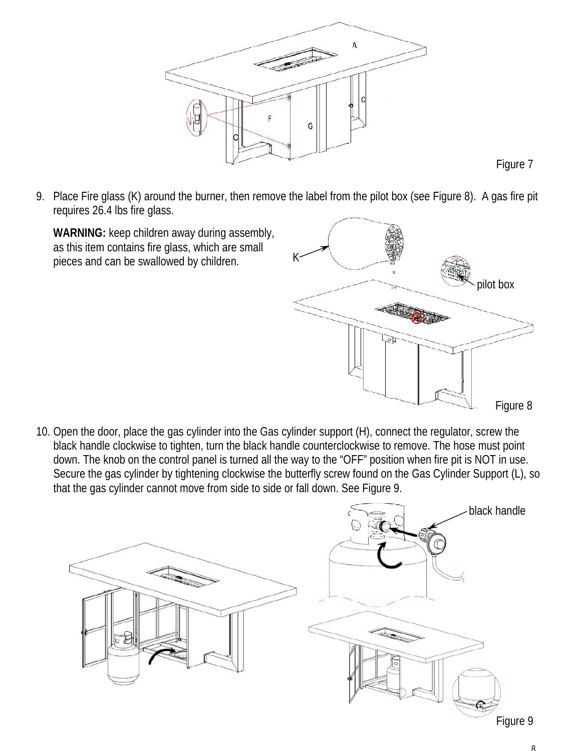Figure 7

9. Place Fire glass (K) around the burner, then remove the label from the pilot box (see Figure 8). A gas fire pit requires 26.4 lbs fire glass.

   **WARNING:** keep children away during assembly, as this item contains fire glass, which are small pieces and can be swallowed by children.

K

pilot box

Figure 8

10. Open the door, place the gas cylinder into the Gas cylinder support (H), connect the regulator, screw the black handle clockwise to tighten, turn the black handle counterclockwise to remove. The hose must point down. The knob on the control panel is turned all the way to the "OFF" position when fire pit is NOT in use. Secure the gas cylinder by tightening clockwise the butterfly screw found on the Gas Cylinder Support (L), so that the gas cylinder cannot move from side to side or fall down. See Figure 9.

black handle

Figure 9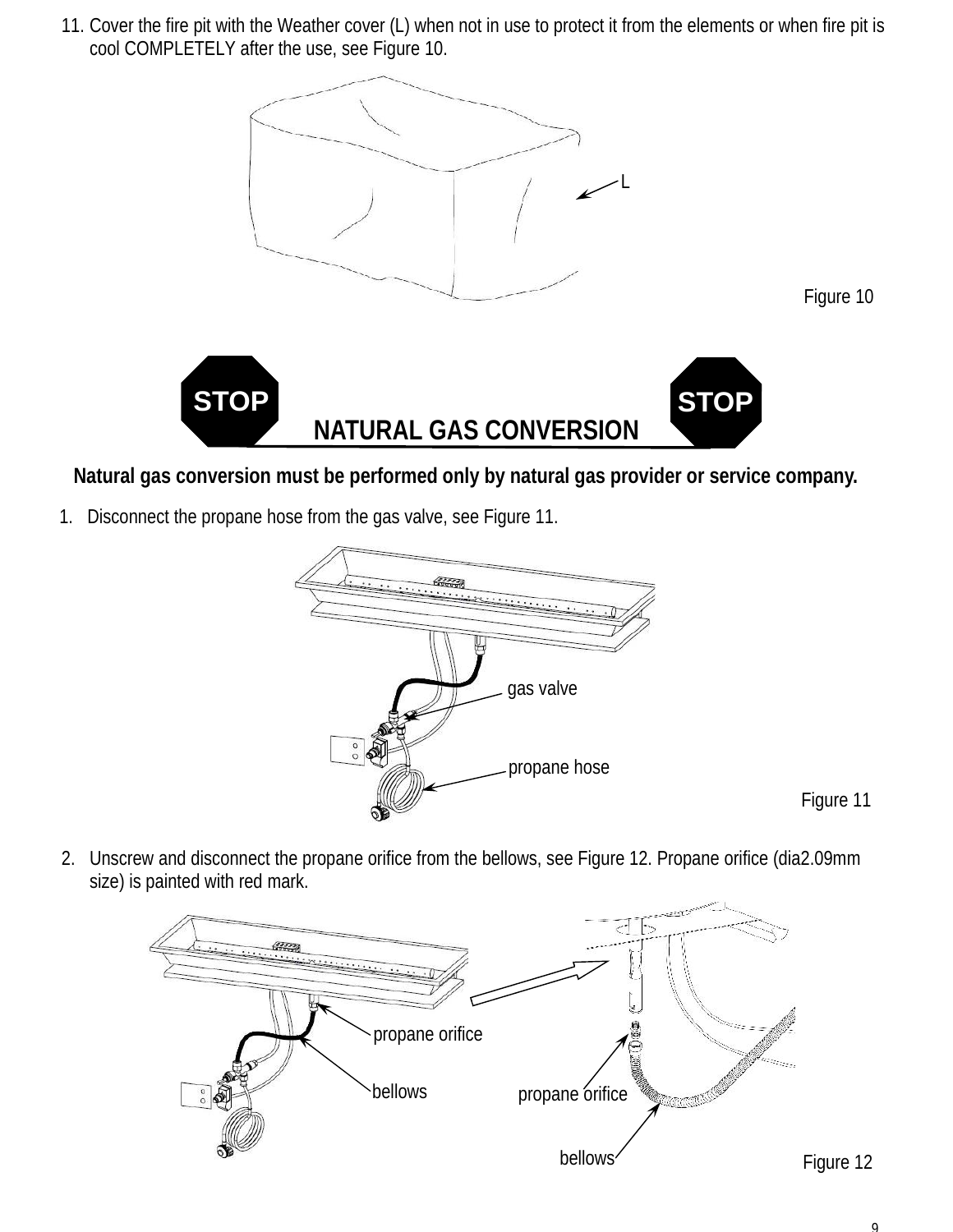11. Cover the fire pit with the Weather cover (L) when not in use to protect it from the elements or when fire pit is cool COMPLETELY after the use, see Figure 10.

L

Figure 10

## STOP NATURAL GAS CONVERSION STOP

**Natural gas conversion must be performed only by natural gas provider or service company.**

1. Disconnect the propane hose from the gas valve, see Figure 11.

gas valve

propane hose

Figure 11

2. Unscrew and disconnect the propane orifice from the bellows, see Figure 12. Propane orifice (dia2.09mm size) is painted with red mark.

propane orifice

bellows

propane orifice

bellows

Figure 12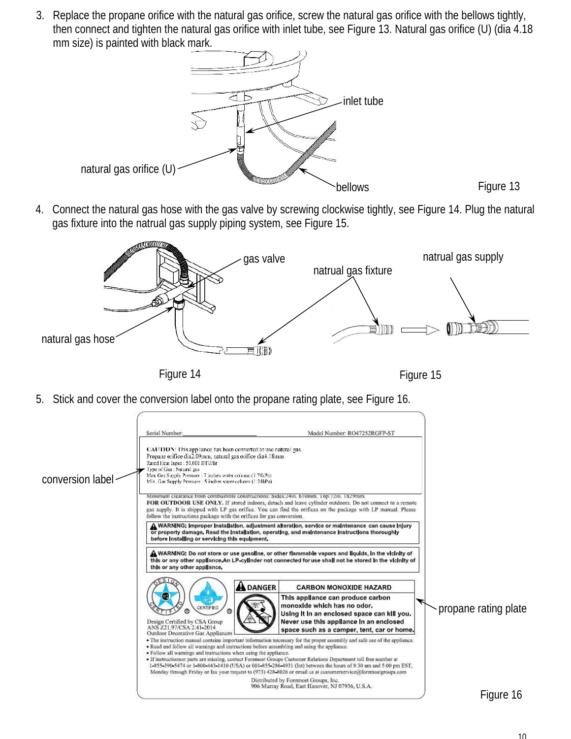3. Replace the propane orifice with the natural gas orifice, screw the natural gas orifice with the bellows tightly, then connect and tighten the natural gas orifice with inlet tube, see Figure 13. Natural gas orifice (U) (dia 4.18 mm size) is painted with black mark.

inlet tube

natural gas orifice (U)

bellows

Figure 13

4. Connect the natural gas hose with the gas valve by screwing clockwise tightly, see Figure 14. Plug the natural gas fixture into the natrual gas supply piping system, see Figure 15.

gas valve

natrual gas fixture

natrual gas supply

natural gas hose

Figure 14

Figure 15

5. Stick and cover the conversion label onto the propane rating plate, see Figure 16.

conversion label

Serial Number:\_\_\_\_\_\_\_\_\_\_\_\_\_\_\_\_\_\_\_\_ Model Number: RO47252RGFP-ST

CAUTION: This appliance has been converted to use natural gas.
Propane orifice dia2.09mm, natural gas orifice dia4.18mm.
Rated Heat Input : 50,000 BTU/hr
Type of Gas : Natural gas
Max Gas Supply Pressure : 7 inches water column (1.74kPa)
Min. Gas Supply Pressure : 5 inches water column (1.24kPa)

Minimum clearance from combustible constructions: Sides:24in. 610mm. Top:72in. 1829mm.
FOR OUTDOOR USE ONLY. If stored indoors, detach and leave cylinder outdoors. Do not connect to a remote gas supply. It is shipped with LP gas orifice. You can find the orifices on the package with LP manual. Please follow the instructions package with the orifices for gas conversion.

⚠ WARNING: Improper installation, adjustment alteration, service or maintenance can cause injury or property damage. Read the installation, operating, and maintenance instructions thoroughly before installing or servicing this equipment.

⚠ WARNING: Do not store or use gasoline, or other flammable vapors and liquids, in the vicinity of this or any other appliance.An LP-cylinder not connected for use shall not be stored in the vicinity of this or any other appliance.

Design Certified by CSA Group
ANS Z21.97/CSA 2.41-2014
Outdoor Decorative Gas Appliances

⚠ DANGER — CARBON MONOXIDE HAZARD
This appliance can produce carbon monoxide which has no odor.
Using it in an enclosed space can kill you.
Never use this appliance in an enclosed space such as a camper, tent, car or home.

- The instruction manual contains important information necessary for the proper assembly and safe use of the appliance.
- Read and follow all warnings and instructions before assembling and using the appliance.
- Follow all warnings and instructions when using the appliance.
- If instructionsor parts are missing, contact Foremost Groups Customer Relations Department toll free number at 1-855-390-5474 or 1-800-443-1410 (USA) or 001-855-286-4931 (Int) between the hours of 8:30 am and 5:00 pm EST, Monday through Friday or fax your request to (973) 428-8026 or email us at customerservice@foremostgroups.com

Distributed by Foremost Groups, Inc.
906 Murray Road, East Hanover, NJ 07936, U.S.A.

propane rating plate

Figure 16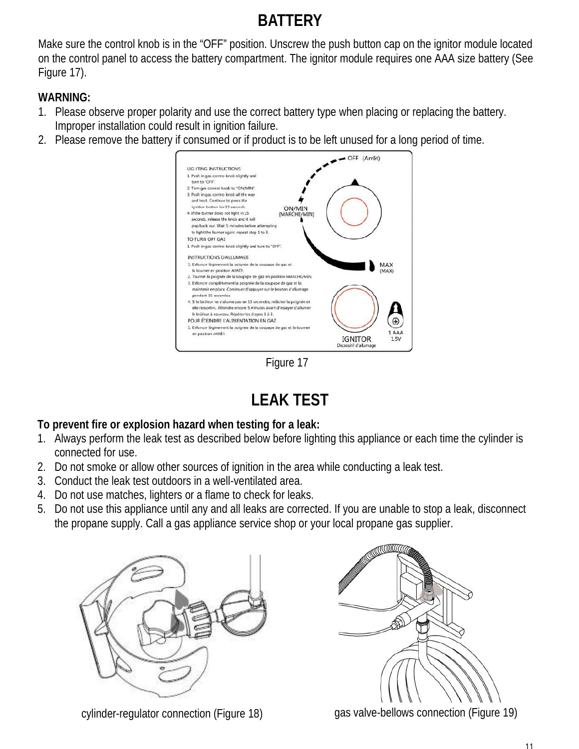## BATTERY

Make sure the control knob is in the "OFF" position. Unscrew the push button cap on the ignitor module located on the control panel to access the battery compartment. The ignitor module requires one AAA size battery (See Figure 17).

**WARNING:**

1. Please observe proper polarity and use the correct battery type when placing or replacing the battery. Improper installation could result in ignition failure.
2. Please remove the battery if consumed or if product is to be left unused for a long period of time.

Figure 17

## LEAK TEST

**To prevent fire or explosion hazard when testing for a leak:**

1. Always perform the leak test as described below before lighting this appliance or each time the cylinder is connected for use.
2. Do not smoke or allow other sources of ignition in the area while conducting a leak test.
3. Conduct the leak test outdoors in a well-ventilated area.
4. Do not use matches, lighters or a flame to check for leaks.
5. Do not use this appliance until any and all leaks are corrected. If you are unable to stop a leak, disconnect the propane supply. Call a gas appliance service shop or your local propane gas supplier.

cylinder-regulator connection (Figure 18)

gas valve-bellows connection (Figure 19)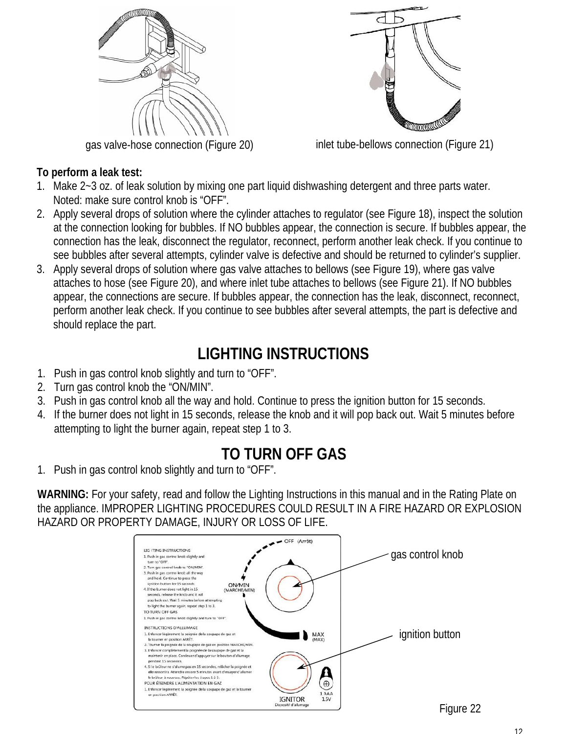gas valve-hose connection (Figure 20)

inlet tube-bellows connection (Figure 21)

**To perform a leak test:**

1. Make 2~3 oz. of leak solution by mixing one part liquid dishwashing detergent and three parts water. Noted: make sure control knob is "OFF".
2. Apply several drops of solution where the cylinder attaches to regulator (see Figure 18), inspect the solution at the connection looking for bubbles. If NO bubbles appear, the connection is secure. If bubbles appear, the connection has the leak, disconnect the regulator, reconnect, perform another leak check. If you continue to see bubbles after several attempts, cylinder valve is defective and should be returned to cylinder's supplier.
3. Apply several drops of solution where gas valve attaches to bellows (see Figure 19), where gas valve attaches to hose (see Figure 20), and where inlet tube attaches to bellows (see Figure 21). If NO bubbles appear, the connections are secure. If bubbles appear, the connection has the leak, disconnect, reconnect, perform another leak check. If you continue to see bubbles after several attempts, the part is defective and should replace the part.

## LIGHTING INSTRUCTIONS

1. Push in gas control knob slightly and turn to "OFF".
2. Turn gas control knob the "ON/MIN".
3. Push in gas control knob all the way and hold. Continue to press the ignition button for 15 seconds.
4. If the burner does not light in 15 seconds, release the knob and it will pop back out. Wait 5 minutes before attempting to light the burner again, repeat step 1 to 3.

## TO TURN OFF GAS

1. Push in gas control knob slightly and turn to "OFF".

**WARNING:** For your safety, read and follow the Lighting Instructions in this manual and in the Rating Plate on the appliance. IMPROPER LIGHTING PROCEDURES COULD RESULT IN A FIRE HAZARD OR EXPLOSION HAZARD OR PROPERTY DAMAGE, INJURY OR LOSS OF LIFE.

gas control knob

ignition button

Figure 22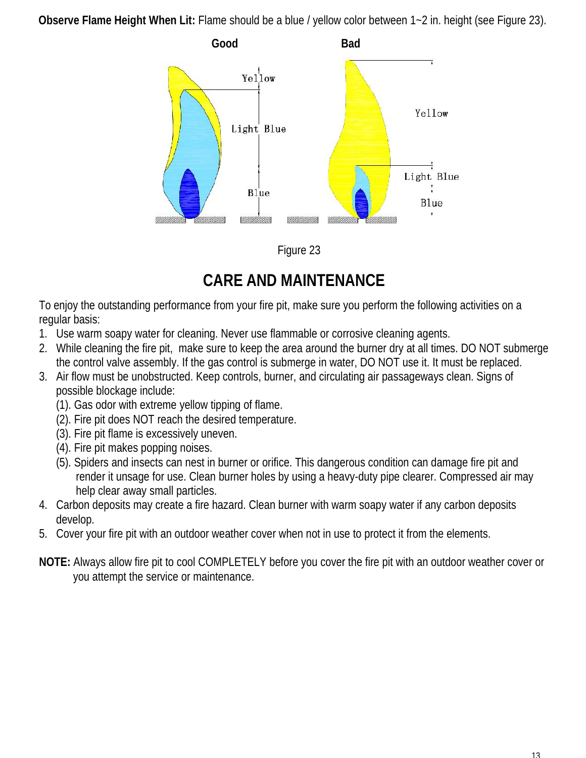**Observe Flame Height When Lit:** Flame should be a blue / yellow color between 1~2 in. height (see Figure 23).

Figure 23

# CARE AND MAINTENANCE

To enjoy the outstanding performance from your fire pit, make sure you perform the following activities on a regular basis:

1. Use warm soapy water for cleaning. Never use flammable or corrosive cleaning agents.
2. While cleaning the fire pit, make sure to keep the area around the burner dry at all times. DO NOT submerge the control valve assembly. If the gas control is submerge in water, DO NOT use it. It must be replaced.
3. Air flow must be unobstructed. Keep controls, burner, and circulating air passageways clean. Signs of possible blockage include:
   (1). Gas odor with extreme yellow tipping of flame.
   (2). Fire pit does NOT reach the desired temperature.
   (3). Fire pit flame is excessively uneven.
   (4). Fire pit makes popping noises.
   (5). Spiders and insects can nest in burner or orifice. This dangerous condition can damage fire pit and render it unsage for use. Clean burner holes by using a heavy-duty pipe clearer. Compressed air may help clear away small particles.
4. Carbon deposits may create a fire hazard. Clean burner with warm soapy water if any carbon deposits develop.
5. Cover your fire pit with an outdoor weather cover when not in use to protect it from the elements.

**NOTE:** Always allow fire pit to cool COMPLETELY before you cover the fire pit with an outdoor weather cover or you attempt the service or maintenance.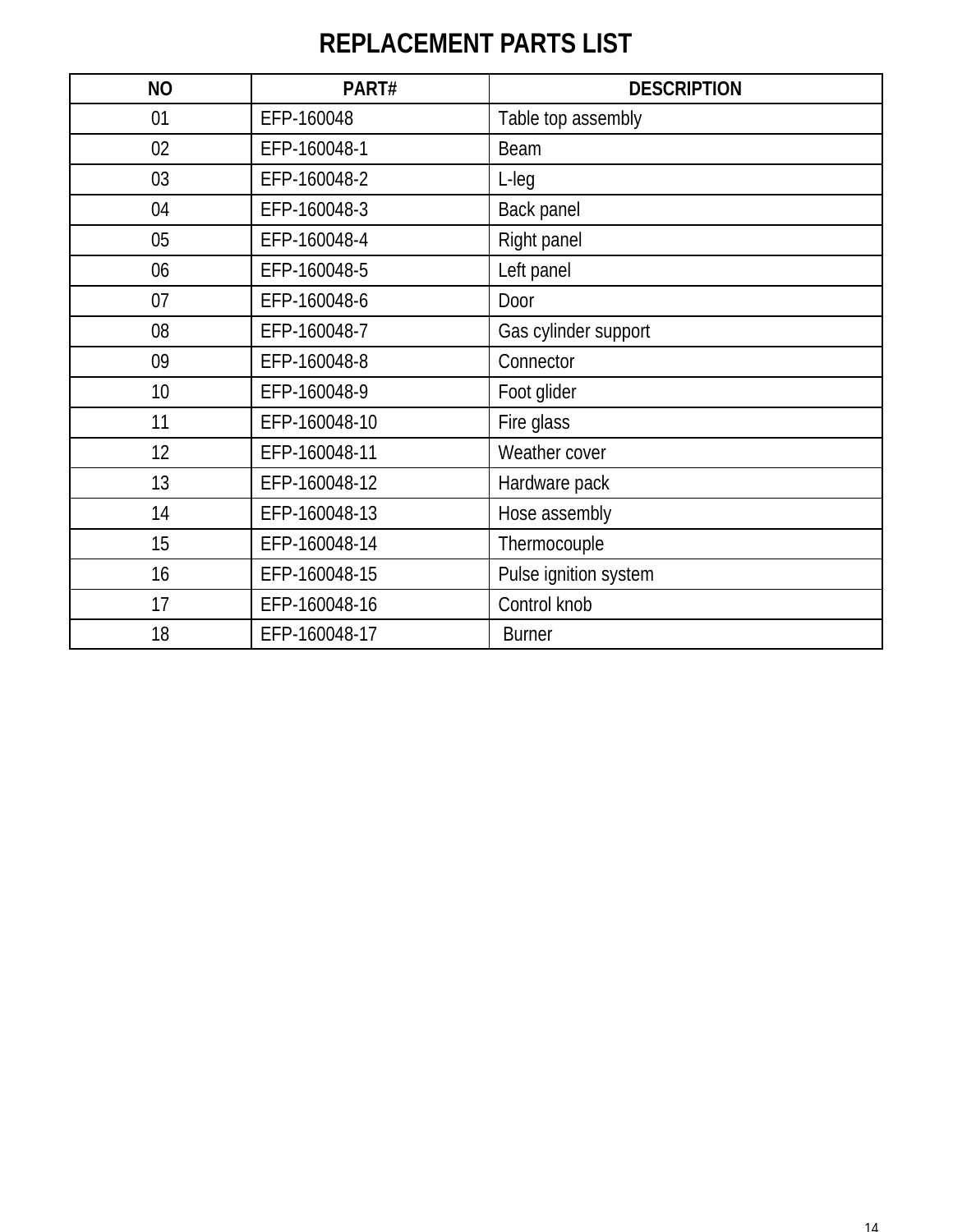# REPLACEMENT PARTS LIST

| NO | PART# | DESCRIPTION |
|---|---|---|
| 01 | EFP-160048 | Table top assembly |
| 02 | EFP-160048-1 | Beam |
| 03 | EFP-160048-2 | L-leg |
| 04 | EFP-160048-3 | Back panel |
| 05 | EFP-160048-4 | Right panel |
| 06 | EFP-160048-5 | Left panel |
| 07 | EFP-160048-6 | Door |
| 08 | EFP-160048-7 | Gas cylinder support |
| 09 | EFP-160048-8 | Connector |
| 10 | EFP-160048-9 | Foot glider |
| 11 | EFP-160048-10 | Fire glass |
| 12 | EFP-160048-11 | Weather cover |
| 13 | EFP-160048-12 | Hardware pack |
| 14 | EFP-160048-13 | Hose assembly |
| 15 | EFP-160048-14 | Thermocouple |
| 16 | EFP-160048-15 | Pulse ignition system |
| 17 | EFP-160048-16 | Control knob |
| 18 | EFP-160048-17 | Burner |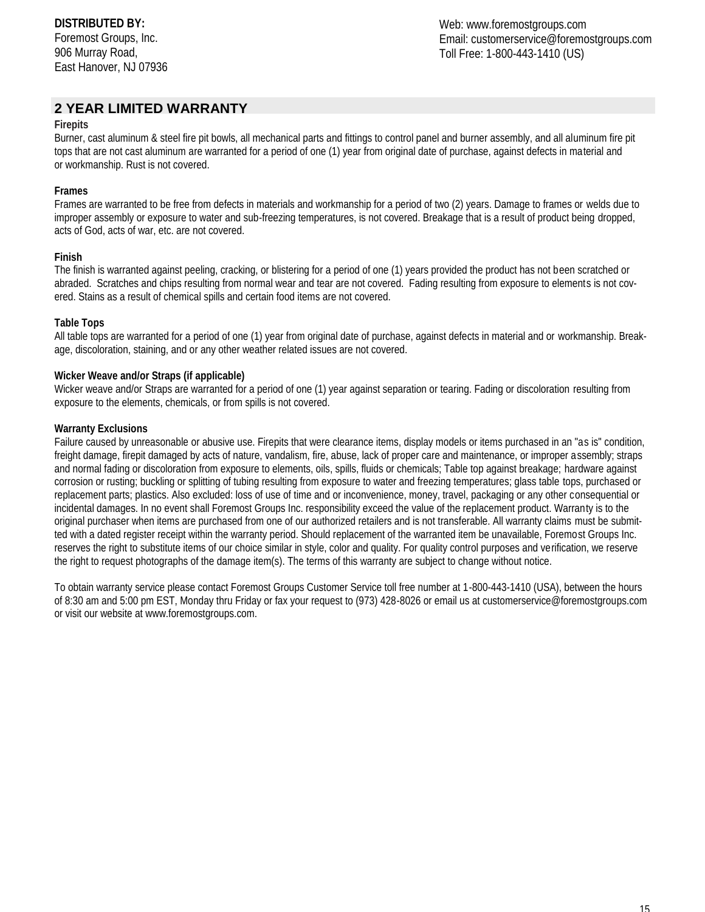**DISTRIBUTED BY:**
Foremost Groups, Inc.
906 Murray Road,
East Hanover, NJ 07936

Web: www.foremostgroups.com
Email: customerservice@foremostgroups.com
Toll Free: 1-800-443-1410 (US)

## 2 YEAR LIMITED WARRANTY

**Firepits**
Burner, cast aluminum & steel fire pit bowls, all mechanical parts and fittings to control panel and burner assembly, and all aluminum fire pit tops that are not cast aluminum are warranted for a period of one (1) year from original date of purchase, against defects in material and or workmanship. Rust is not covered.

**Frames**
Frames are warranted to be free from defects in materials and workmanship for a period of two (2) years. Damage to frames or welds due to improper assembly or exposure to water and sub-freezing temperatures, is not covered. Breakage that is a result of product being dropped, acts of God, acts of war, etc. are not covered.

**Finish**
The finish is warranted against peeling, cracking, or blistering for a period of one (1) years provided the product has not been scratched or abraded. Scratches and chips resulting from normal wear and tear are not covered. Fading resulting from exposure to elements is not covered. Stains as a result of chemical spills and certain food items are not covered.

**Table Tops**
All table tops are warranted for a period of one (1) year from original date of purchase, against defects in material and or workmanship. Breakage, discoloration, staining, and or any other weather related issues are not covered.

**Wicker Weave and/or Straps (if applicable)**
Wicker weave and/or Straps are warranted for a period of one (1) year against separation or tearing. Fading or discoloration resulting from exposure to the elements, chemicals, or from spills is not covered.

**Warranty Exclusions**
Failure caused by unreasonable or abusive use. Firepits that were clearance items, display models or items purchased in an "as is" condition, freight damage, firepit damaged by acts of nature, vandalism, fire, abuse, lack of proper care and maintenance, or improper assembly; straps and normal fading or discoloration from exposure to elements, oils, spills, fluids or chemicals; Table top against breakage; hardware against corrosion or rusting; buckling or splitting of tubing resulting from exposure to water and freezing temperatures; glass table tops, purchased or replacement parts; plastics. Also excluded: loss of use of time and or inconvenience, money, travel, packaging or any other consequential or incidental damages. In no event shall Foremost Groups Inc. responsibility exceed the value of the replacement product. Warranty is to the original purchaser when items are purchased from one of our authorized retailers and is not transferable. All warranty claims must be submitted with a dated register receipt within the warranty period. Should replacement of the warranted item be unavailable, Foremost Groups Inc. reserves the right to substitute items of our choice similar in style, color and quality. For quality control purposes and verification, we reserve the right to request photographs of the damage item(s). The terms of this warranty are subject to change without notice.

To obtain warranty service please contact Foremost Groups Customer Service toll free number at 1-800-443-1410 (USA), between the hours of 8:30 am and 5:00 pm EST, Monday thru Friday or fax your request to (973) 428-8026 or email us at customerservice@foremostgroups.com or visit our website at www.foremostgroups.com.